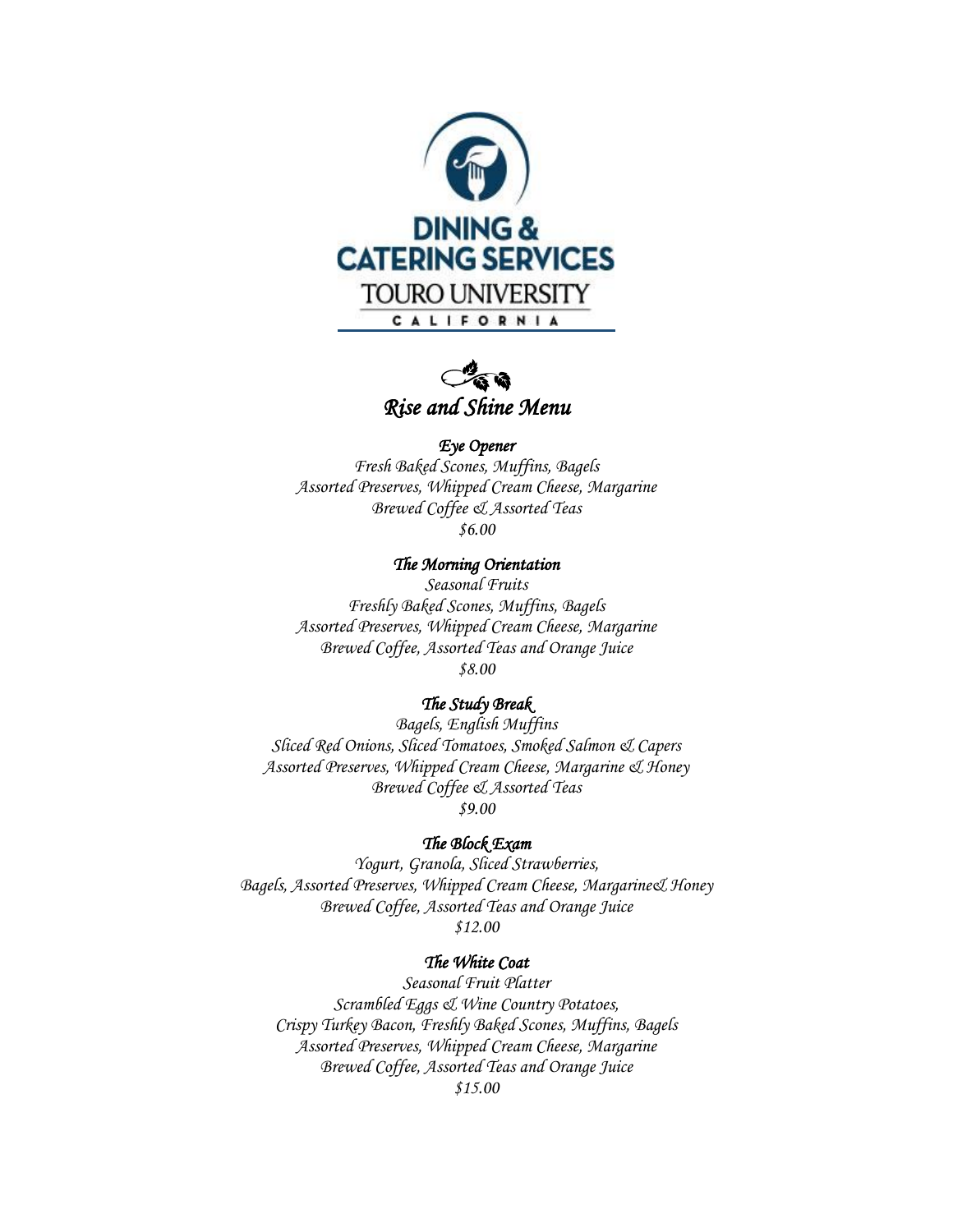DINING & CATERING SERVICES

TOURO UNIVERSITY

CALIFORNIA

# *Rise and Shine Menu*

### *Eye Opener*

*Fresh Baked Scones, Muffins, Bagels*
*Assorted Preserves, Whipped Cream Cheese, Margarine*
*Brewed Coffee & Assorted Teas*
*$6.00*

### *The Morning Orientation*

*Seasonal Fruits*
*Freshly Baked Scones, Muffins, Bagels*
*Assorted Preserves, Whipped Cream Cheese, Margarine*
*Brewed Coffee, Assorted Teas and Orange Juice*
*$8.00*

### *The Study Break*

*Bagels, English Muffins*
*Sliced Red Onions, Sliced Tomatoes, Smoked Salmon & Capers*
*Assorted Preserves, Whipped Cream Cheese, Margarine & Honey*
*Brewed Coffee & Assorted Teas*
*$9.00*

### *The Block Exam*

*Yogurt, Granola, Sliced Strawberries,*
*Bagels, Assorted Preserves, Whipped Cream Cheese, Margarine& Honey*
*Brewed Coffee, Assorted Teas and Orange Juice*
*$12.00*

### *The White Coat*

*Seasonal Fruit Platter*
*Scrambled Eggs & Wine Country Potatoes,*
*Crispy Turkey Bacon, Freshly Baked Scones, Muffins, Bagels*
*Assorted Preserves, Whipped Cream Cheese, Margarine*
*Brewed Coffee, Assorted Teas and Orange Juice*
*$15.00*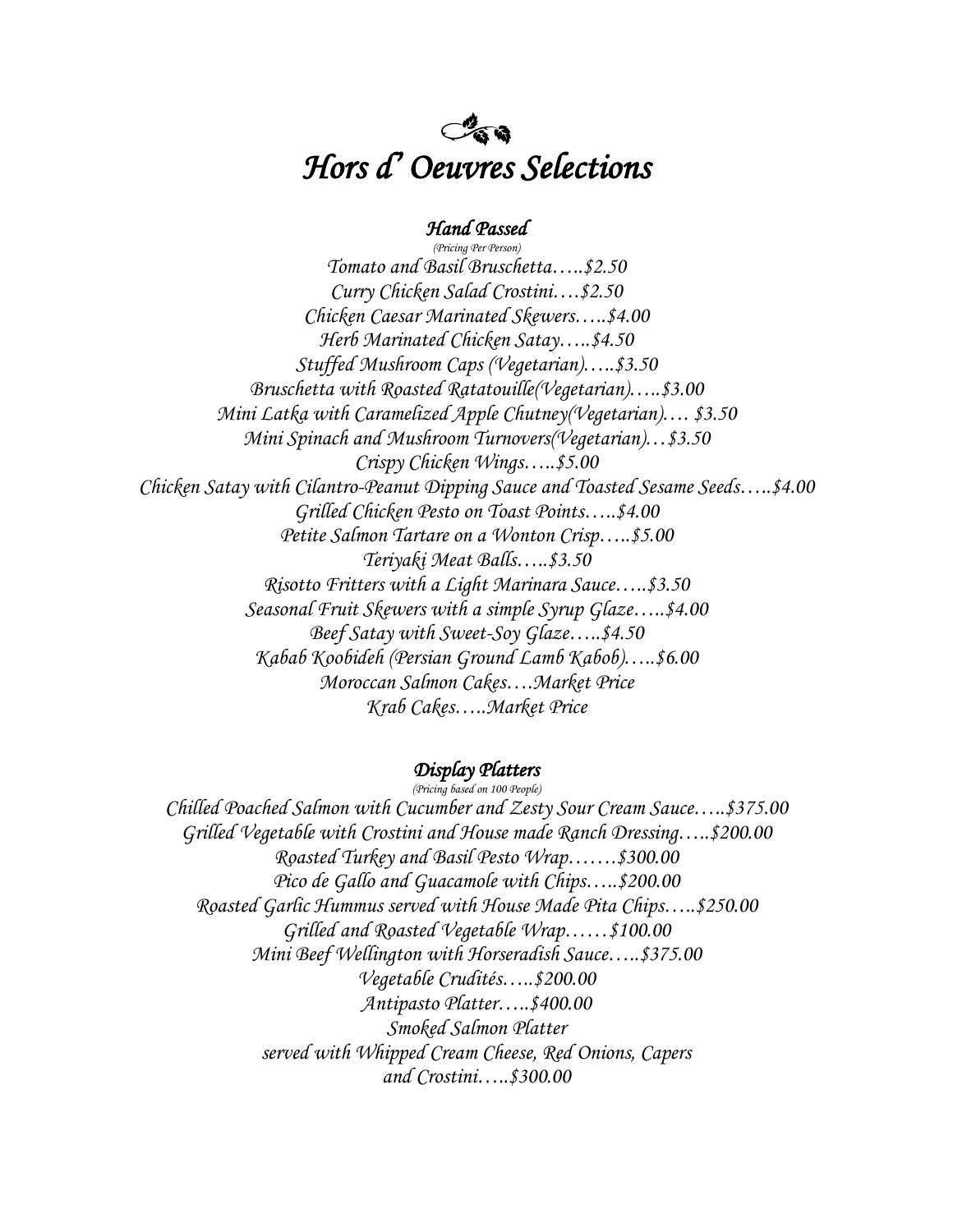# *Hors d' Oeuvres Selections*

## *Hand Passed*

*(Pricing Per Person)*

*Tomato and Basil Bruschetta…..$2.50*
*Curry Chicken Salad Crostini….$2.50*
*Chicken Caesar Marinated Skewers…..$4.00*
*Herb Marinated Chicken Satay…..$4.50*
*Stuffed Mushroom Caps (Vegetarian)…..$3.50*
*Bruschetta with Roasted Ratatouille(Vegetarian)…..$3.00*
*Mini Latka with Caramelized Apple Chutney(Vegetarian)…. $3.50*
*Mini Spinach and Mushroom Turnovers(Vegetarian)…$3.50*
*Crispy Chicken Wings…..$5.00*
*Chicken Satay with Cilantro-Peanut Dipping Sauce and Toasted Sesame Seeds…..$4.00*
*Grilled Chicken Pesto on Toast Points…..$4.00*
*Petite Salmon Tartare on a Wonton Crisp…..$5.00*
*Teriyaki Meat Balls…..$3.50*
*Risotto Fritters with a Light Marinara Sauce…..$3.50*
*Seasonal Fruit Skewers with a simple Syrup Glaze…..$4.00*
*Beef Satay with Sweet-Soy Glaze…..$4.50*
*Kabab Koobideh (Persian Ground Lamb Kabob)…..$6.00*
*Moroccan Salmon Cakes….Market Price*
*Krab Cakes…..Market Price*

## *Display Platters*

*(Pricing based on 100 People)*

*Chilled Poached Salmon with Cucumber and Zesty Sour Cream Sauce…..$375.00*
*Grilled Vegetable with Crostini and House made Ranch Dressing…..$200.00*
*Roasted Turkey and Basil Pesto Wrap…….$300.00*
*Pico de Gallo and Guacamole with Chips…..$200.00*
*Roasted Garlic Hummus served with House Made Pita Chips…..$250.00*
*Grilled and Roasted Vegetable Wrap……$100.00*
*Mini Beef Wellington with Horseradish Sauce…..$375.00*
*Vegetable Crudités…..$200.00*
*Antipasto Platter…..$400.00*
*Smoked Salmon Platter*
*served with Whipped Cream Cheese, Red Onions, Capers*
*and Crostini…..$300.00*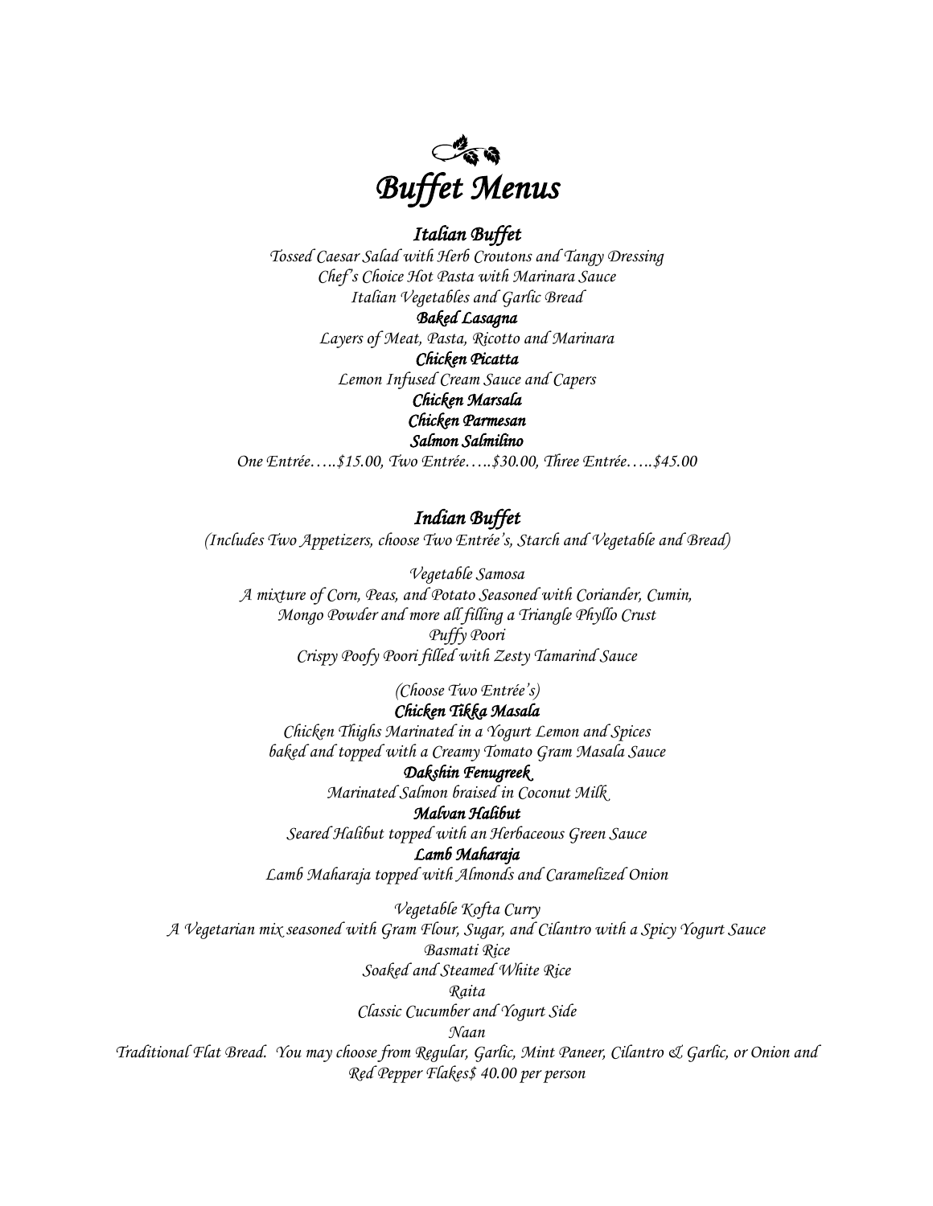# *Buffet Menus*

## *Italian Buffet*

*Tossed Caesar Salad with Herb Croutons and Tangy Dressing*
*Chef's Choice Hot Pasta with Marinara Sauce*
*Italian Vegetables and Garlic Bread*

***Baked Lasagna***
*Layers of Meat, Pasta, Ricotto and Marinara*

***Chicken Picatta***
*Lemon Infused Cream Sauce and Capers*

***Chicken Marsala***

***Chicken Parmesan***

***Salmon Salmilino***

*One Entrée…..$15.00, Two Entrée…..$30.00, Three Entrée…..$45.00*

## *Indian Buffet*

*(Includes Two Appetizers, choose Two Entrée's, Starch and Vegetable and Bread)*

*Vegetable Samosa*
*A mixture of Corn, Peas, and Potato Seasoned with Coriander, Cumin, Mongo Powder and more all filling a Triangle Phyllo Crust*

*Puffy Poori*
*Crispy Poofy Poori filled with Zesty Tamarind Sauce*

*(Choose Two Entrée's)*

***Chicken Tikka Masala***
*Chicken Thighs Marinated in a Yogurt Lemon and Spices baked and topped with a Creamy Tomato Gram Masala Sauce*

***Dakshin Fenugreek***
*Marinated Salmon braised in Coconut Milk*

***Malvan Halibut***
*Seared Halibut topped with an Herbaceous Green Sauce*

***Lamb Maharaja***
*Lamb Maharaja topped with Almonds and Caramelized Onion*

*Vegetable Kofta Curry*
*A Vegetarian mix seasoned with Gram Flour, Sugar, and Cilantro with a Spicy Yogurt Sauce*

*Basmati Rice*
*Soaked and Steamed White Rice*

*Raita*
*Classic Cucumber and Yogurt Side*

*Naan*
*Traditional Flat Bread. You may choose from Regular, Garlic, Mint Paneer, Cilantro & Garlic, or Onion and Red Pepper Flakes$ 40.00 per person*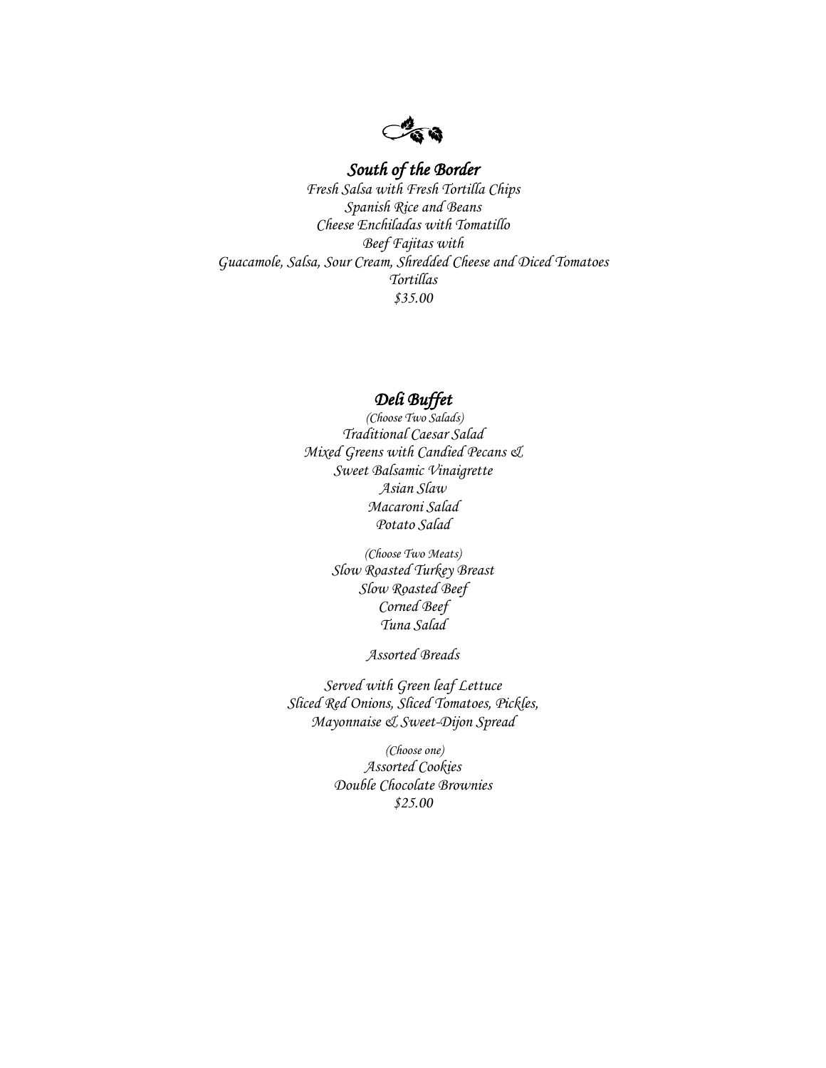## *South of the Border*

*Fresh Salsa with Fresh Tortilla Chips*
*Spanish Rice and Beans*
*Cheese Enchiladas with Tomatillo*
*Beef Fajitas with*
*Guacamole, Salsa, Sour Cream, Shredded Cheese and Diced Tomatoes*
*Tortillas*
*$35.00*

## *Deli Buffet*

*(Choose Two Salads)*
*Traditional Caesar Salad*
*Mixed Greens with Candied Pecans &*
*Sweet Balsamic Vinaigrette*
*Asian Slaw*
*Macaroni Salad*
*Potato Salad*

*(Choose Two Meats)*
*Slow Roasted Turkey Breast*
*Slow Roasted Beef*
*Corned Beef*
*Tuna Salad*

*Assorted Breads*

*Served with Green leaf Lettuce*
*Sliced Red Onions, Sliced Tomatoes, Pickles,*
*Mayonnaise & Sweet-Dijon Spread*

*(Choose one)*
*Assorted Cookies*
*Double Chocolate Brownies*
*$25.00*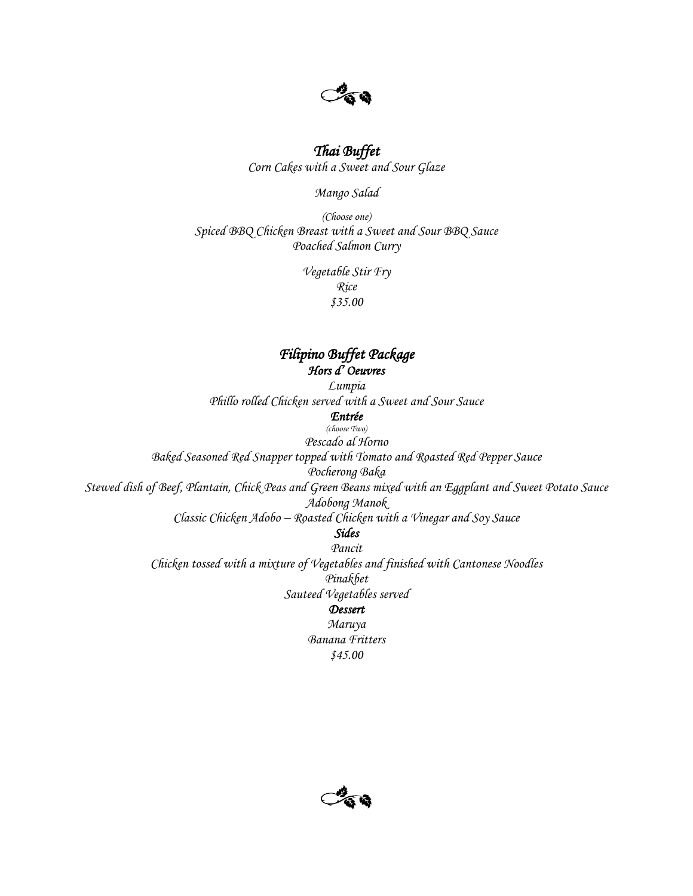## *Thai Buffet*

*Corn Cakes with a Sweet and Sour Glaze*

*Mango Salad*

*(Choose one)*
*Spiced BBQ Chicken Breast with a Sweet and Sour BBQ Sauce*
*Poached Salmon Curry*

*Vegetable Stir Fry*
*Rice*
*$35.00*

## *Filipino Buffet Package*

### *Hors d' Oeuvres*

*Lumpia*
*Phillo rolled Chicken served with a Sweet and Sour Sauce*

### *Entrée*

*(choose Two)*

*Pescado al Horno*
*Baked Seasoned Red Snapper topped with Tomato and Roasted Red Pepper Sauce*

*Pocherong Baka*
*Stewed dish of Beef, Plantain, Chick Peas and Green Beans mixed with an Eggplant and Sweet Potato Sauce*

*Adobong Manok*
*Classic Chicken Adobo – Roasted Chicken with a Vinegar and Soy Sauce*

### *Sides*

*Pancit*
*Chicken tossed with a mixture of Vegetables and finished with Cantonese Noodles*

*Pinakbet*
*Sauteed Vegetables served*

### *Dessert*

*Maruya*
*Banana Fritters*
*$45.00*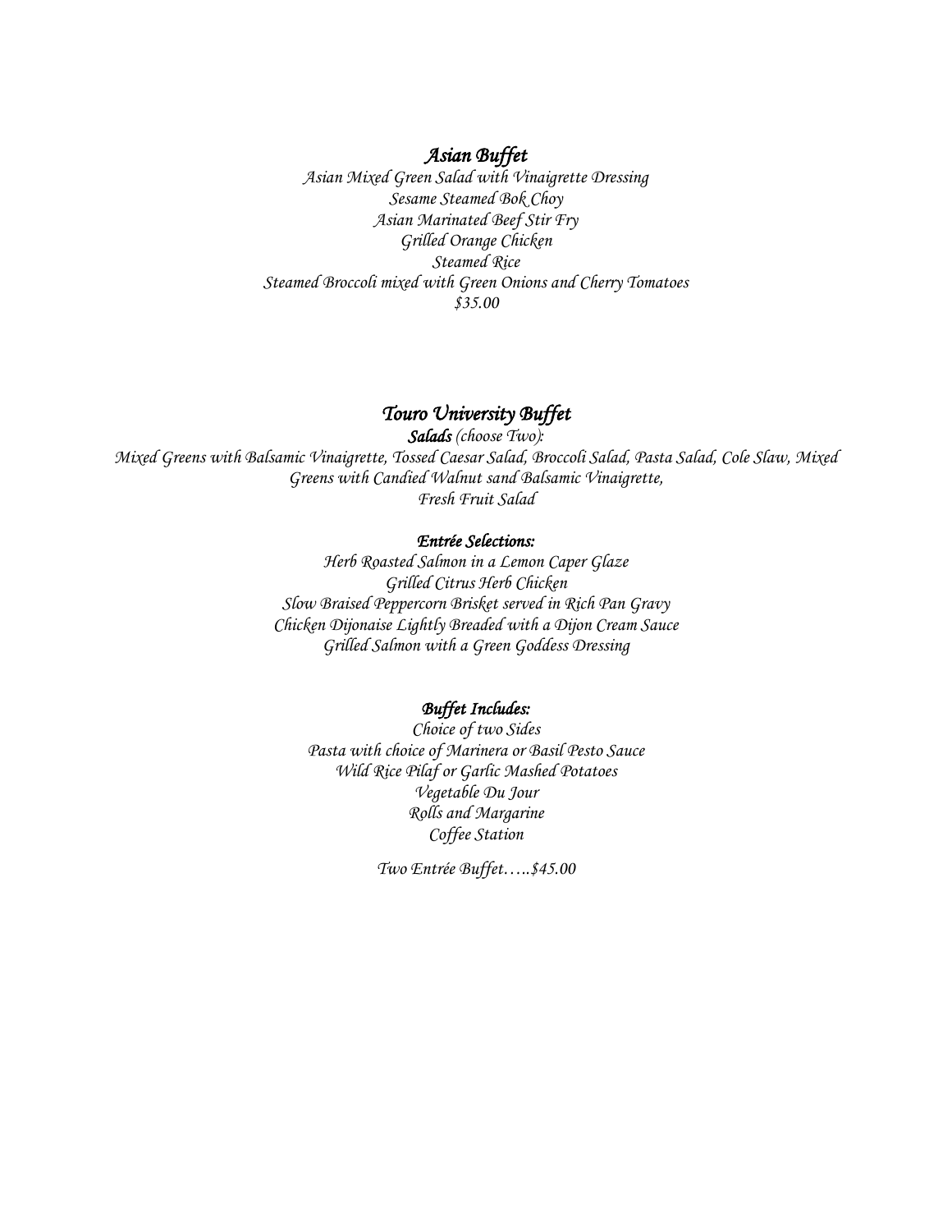## *Asian Buffet*

*Asian Mixed Green Salad with Vinaigrette Dressing*
*Sesame Steamed Bok Choy*
*Asian Marinated Beef Stir Fry*
*Grilled Orange Chicken*
*Steamed Rice*
*Steamed Broccoli mixed with Green Onions and Cherry Tomatoes*
*$35.00*

## *Touro University Buffet*

***Salads*** *(choose Two):*
*Mixed Greens with Balsamic Vinaigrette, Tossed Caesar Salad, Broccoli Salad, Pasta Salad, Cole Slaw, Mixed Greens with Candied Walnut sand Balsamic Vinaigrette,*
*Fresh Fruit Salad*

***Entrée Selections:***
*Herb Roasted Salmon in a Lemon Caper Glaze*
*Grilled Citrus Herb Chicken*
*Slow Braised Peppercorn Brisket served in Rich Pan Gravy*
*Chicken Dijonaise Lightly Breaded with a Dijon Cream Sauce*
*Grilled Salmon with a Green Goddess Dressing*

***Buffet Includes:***
*Choice of two Sides*
*Pasta with choice of Marinera or Basil Pesto Sauce*
*Wild Rice Pilaf or Garlic Mashed Potatoes*
*Vegetable Du Jour*
*Rolls and Margarine*
*Coffee Station*

*Two Entrée Buffet…..$45.00*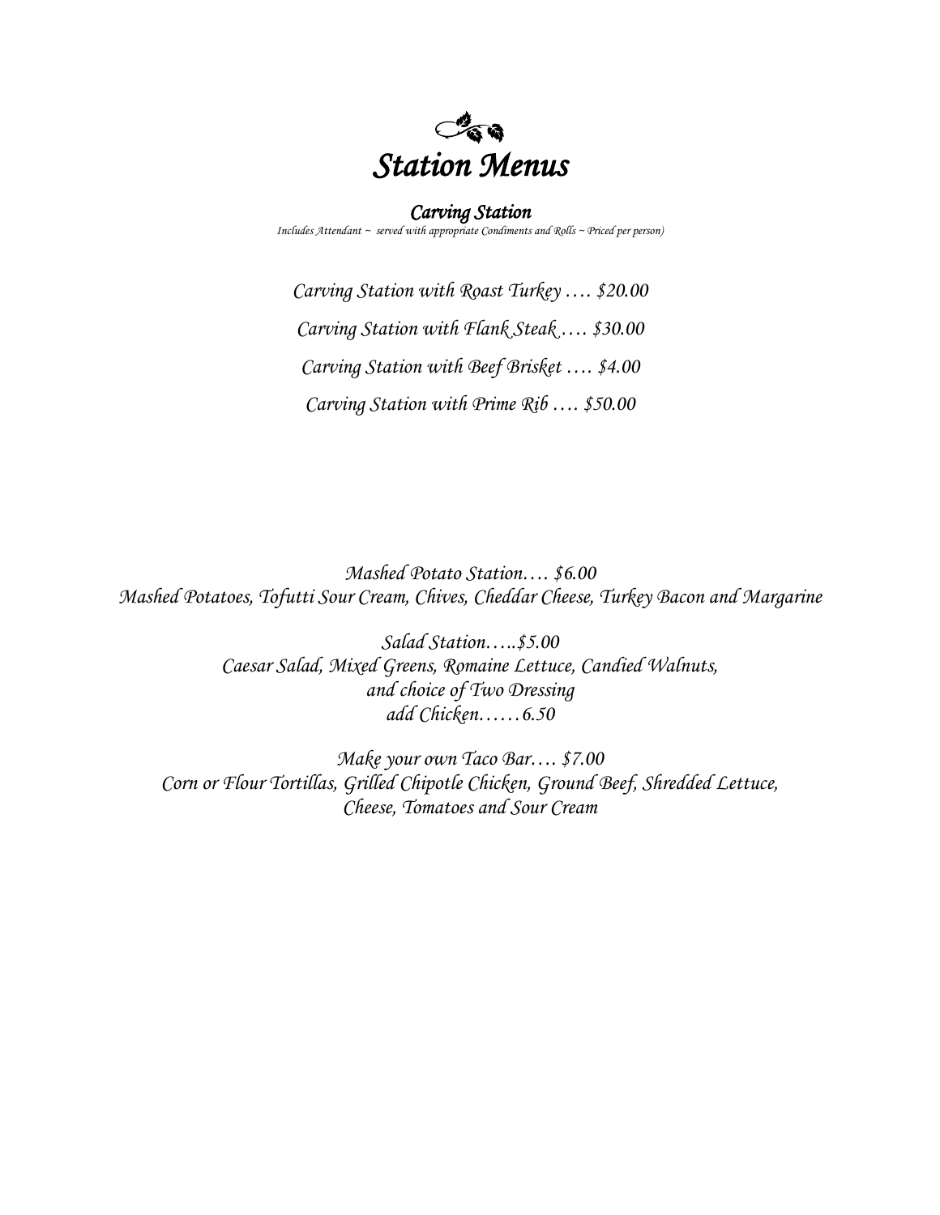# *Station Menus*

## *Carving Station*

*Includes Attendant ~ served with appropriate Condiments and Rolls ~ Priced per person)*

*Carving Station with Roast Turkey …. $20.00*

*Carving Station with Flank Steak …. $30.00*

*Carving Station with Beef Brisket …. $4.00*

*Carving Station with Prime Rib …. $50.00*

*Mashed Potato Station…. $6.00*
*Mashed Potatoes, Tofutti Sour Cream, Chives, Cheddar Cheese, Turkey Bacon and Margarine*

*Salad Station…..$5.00*
*Caesar Salad, Mixed Greens, Romaine Lettuce, Candied Walnuts,*
*and choice of Two Dressing*
*add Chicken……6.50*

*Make your own Taco Bar…. $7.00*
*Corn or Flour Tortillas, Grilled Chipotle Chicken, Ground Beef, Shredded Lettuce,*
*Cheese, Tomatoes and Sour Cream*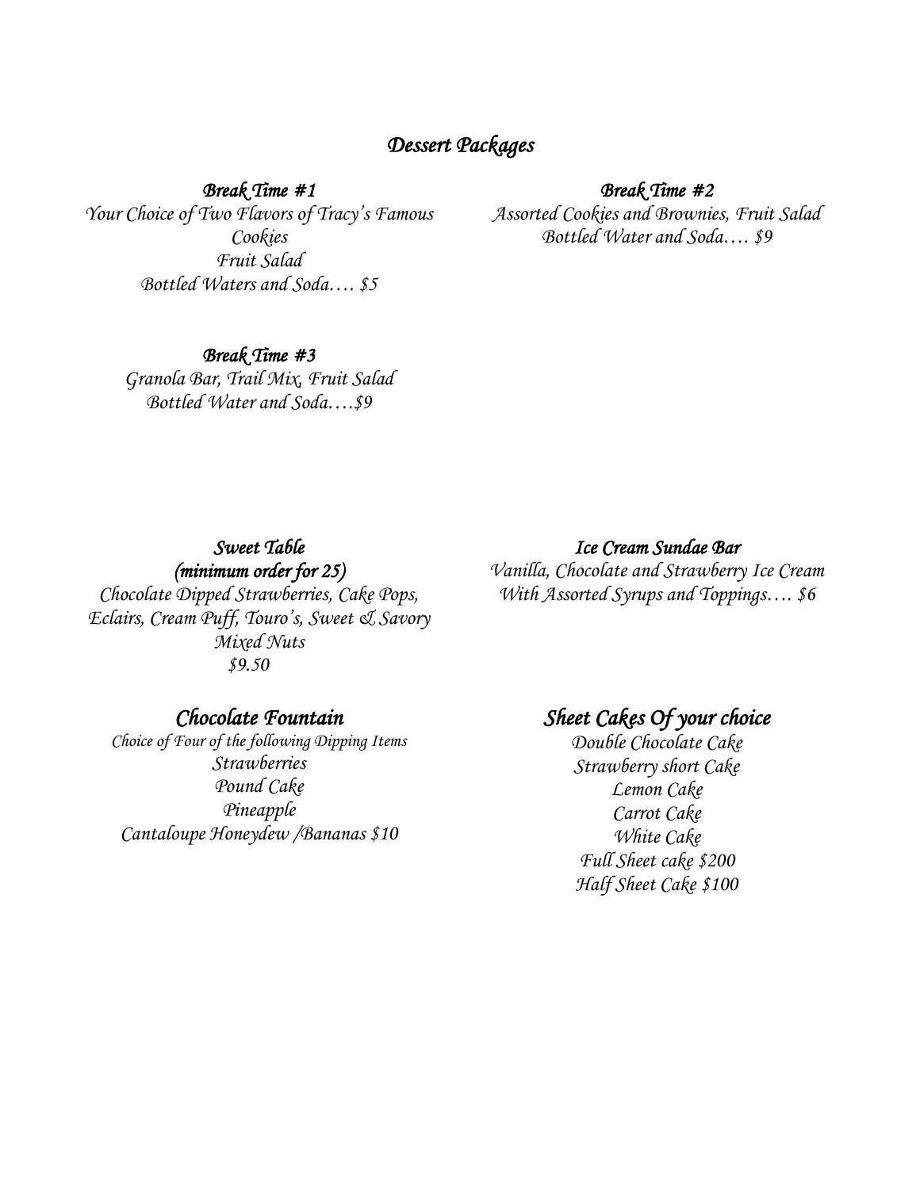# Dessert Packages

### Break Time #1

Your Choice of Two Flavors of Tracy's Famous Cookies
Fruit Salad
Bottled Waters and Soda…. $5

### Break Time #2

Assorted Cookies and Brownies, Fruit Salad
Bottled Water and Soda…. $9

### Break Time #3

Granola Bar, Trail Mix, Fruit Salad
Bottled Water and Soda….$9

### Sweet Table
### (minimum order for 25)

Chocolate Dipped Strawberries, Cake Pops, Eclairs, Cream Puff, Touro's, Sweet & Savory Mixed Nuts
$9.50

### Ice Cream Sundae Bar

Vanilla, Chocolate and Strawberry Ice Cream
With Assorted Syrups and Toppings…. $6

### Chocolate Fountain

Choice of Four of the following Dipping Items
Strawberries
Pound Cake
Pineapple
Cantaloupe Honeydew /Bananas $10

### Sheet Cakes Of your choice

Double Chocolate Cake
Strawberry short Cake
Lemon Cake
Carrot Cake
White Cake
Full Sheet cake $200
Half Sheet Cake $100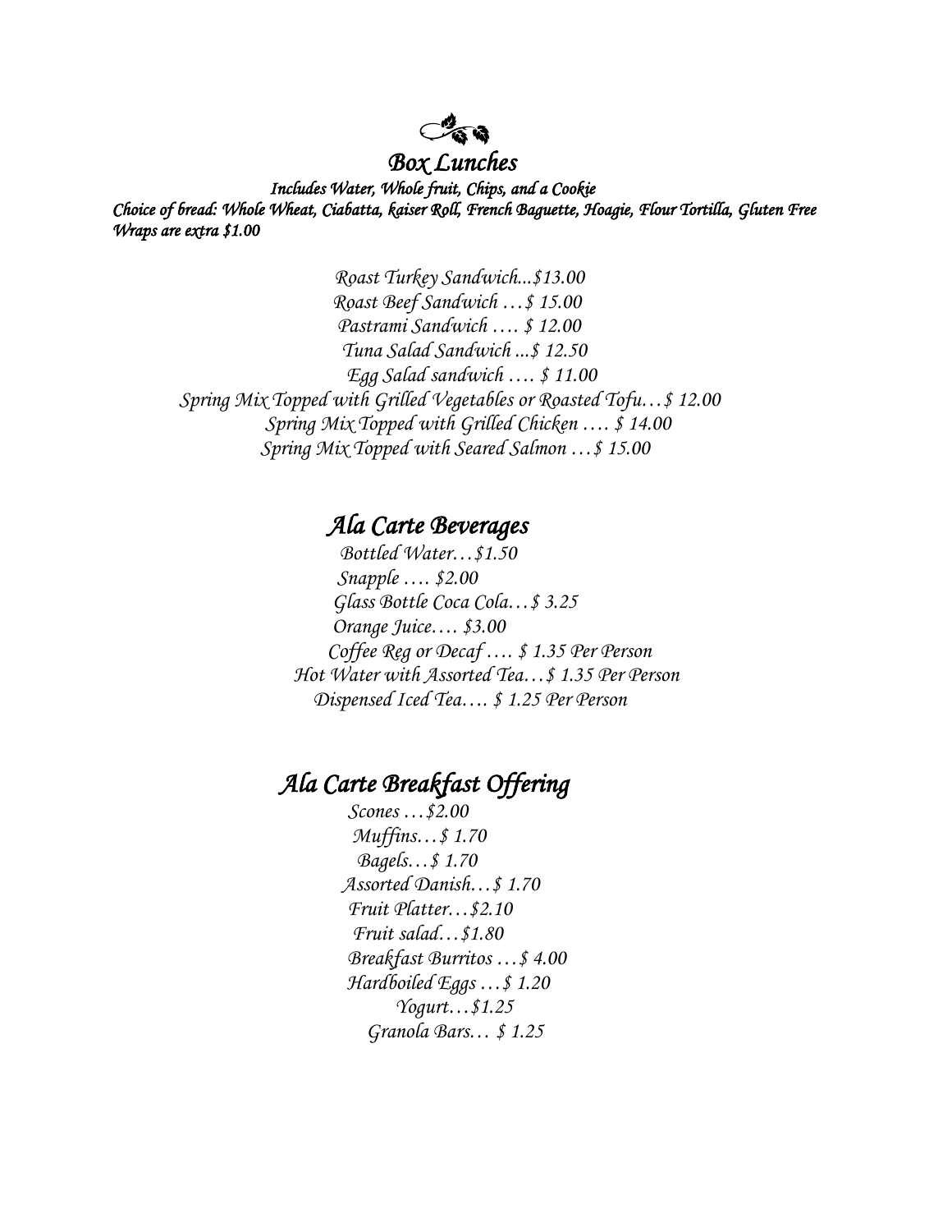## *Box Lunches*

***Includes Water, Whole fruit, Chips, and a Cookie***
***Choice of bread: Whole Wheat, Ciabatta, kaiser Roll, French Baguette, Hoagie, Flour Tortilla, Gluten Free***
***Wraps are extra $1.00***

*Roast Turkey Sandwich...$13.00*
*Roast Beef Sandwich …$ 15.00*
*Pastrami Sandwich …. $ 12.00*
*Tuna Salad Sandwich ...$ 12.50*
*Egg Salad sandwich …. $ 11.00*
*Spring Mix Topped with Grilled Vegetables or Roasted Tofu…$ 12.00*
*Spring Mix Topped with Grilled Chicken …. $ 14.00*
*Spring Mix Topped with Seared Salmon …$ 15.00*

## *Ala Carte Beverages*

*Bottled Water…$1.50*
*Snapple …. $2.00*
*Glass Bottle Coca Cola…$ 3.25*
*Orange Juice…. $3.00*
*Coffee Reg or Decaf …. $ 1.35 Per Person*
*Hot Water with Assorted Tea…$ 1.35 Per Person*
*Dispensed Iced Tea…. $ 1.25 Per Person*

## *Ala Carte Breakfast Offering*

*Scones …$2.00*
*Muffins…$ 1.70*
*Bagels…$ 1.70*
*Assorted Danish…$ 1.70*
*Fruit Platter…$2.10*
*Fruit salad…$1.80*
*Breakfast Burritos …$ 4.00*
*Hardboiled Eggs …$ 1.20*
*Yogurt…$1.25*
*Granola Bars… $ 1.25*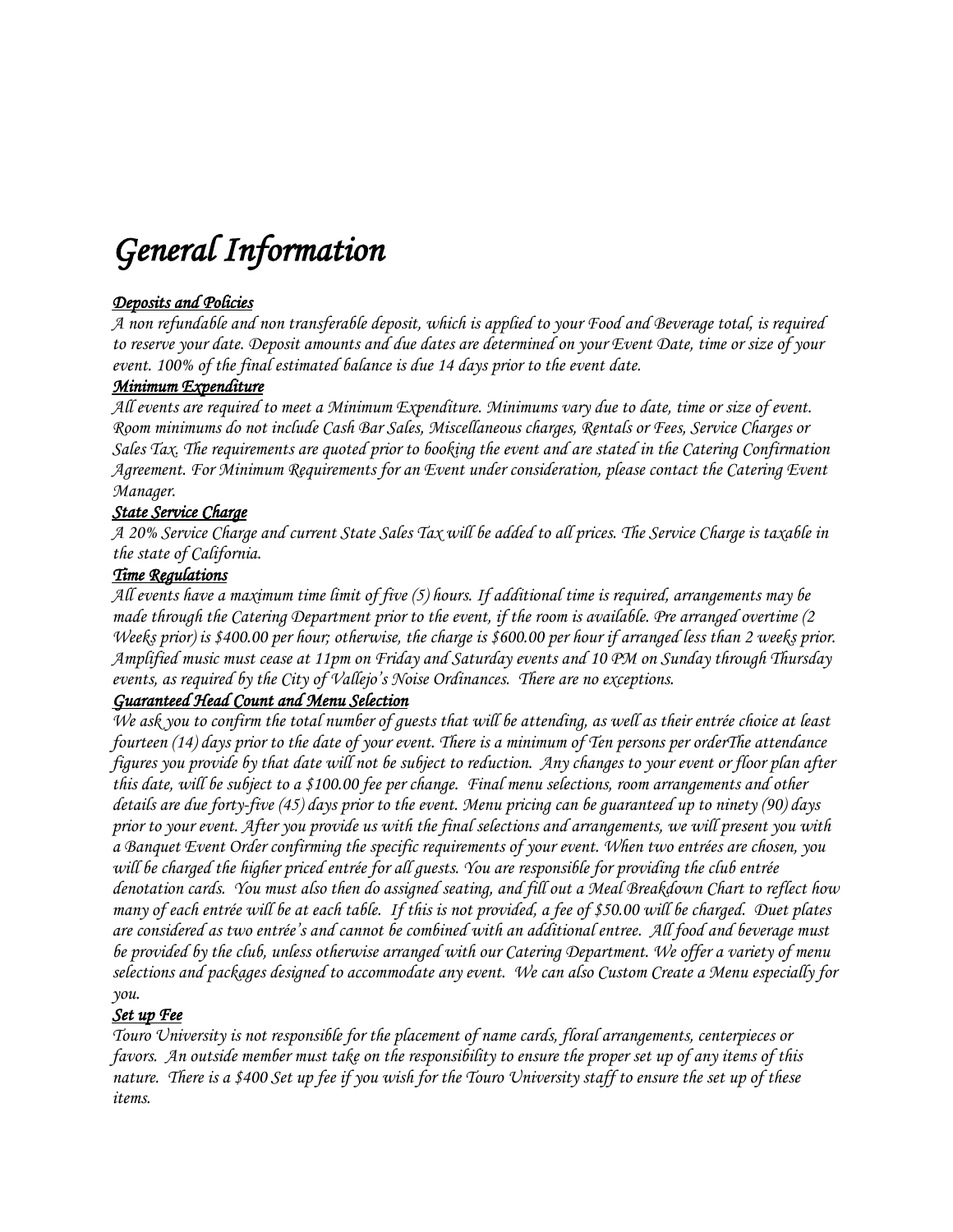# General Information

***Deposits and Policies***

*A non refundable and non transferable deposit, which is applied to your Food and Beverage total, is required to reserve your date. Deposit amounts and due dates are determined on your Event Date, time or size of your event. 100% of the final estimated balance is due 14 days prior to the event date.*

***Minimum Expenditure***

*All events are required to meet a Minimum Expenditure. Minimums vary due to date, time or size of event. Room minimums do not include Cash Bar Sales, Miscellaneous charges, Rentals or Fees, Service Charges or Sales Tax. The requirements are quoted prior to booking the event and are stated in the Catering Confirmation Agreement. For Minimum Requirements for an Event under consideration, please contact the Catering Event Manager.*

***State Service Charge***

*A 20% Service Charge and current State Sales Tax will be added to all prices. The Service Charge is taxable in the state of California.*

***Time Regulations***

*All events have a maximum time limit of five (5) hours. If additional time is required, arrangements may be made through the Catering Department prior to the event, if the room is available. Pre arranged overtime (2 Weeks prior) is $400.00 per hour; otherwise, the charge is $600.00 per hour if arranged less than 2 weeks prior. Amplified music must cease at 11pm on Friday and Saturday events and 10 PM on Sunday through Thursday events, as required by the City of Vallejo's Noise Ordinances. There are no exceptions.*

***Guaranteed Head Count and Menu Selection***

*We ask you to confirm the total number of guests that will be attending, as well as their entrée choice at least fourteen (14) days prior to the date of your event. There is a minimum of Ten persons per orderThe attendance figures you provide by that date will not be subject to reduction. Any changes to your event or floor plan after this date, will be subject to a $100.00 fee per change. Final menu selections, room arrangements and other details are due forty-five (45) days prior to the event. Menu pricing can be guaranteed up to ninety (90) days prior to your event. After you provide us with the final selections and arrangements, we will present you with a Banquet Event Order confirming the specific requirements of your event. When two entrées are chosen, you will be charged the higher priced entrée for all guests. You are responsible for providing the club entrée denotation cards. You must also then do assigned seating, and fill out a Meal Breakdown Chart to reflect how many of each entrée will be at each table. If this is not provided, a fee of $50.00 will be charged. Duet plates are considered as two entrée's and cannot be combined with an additional entree. All food and beverage must be provided by the club, unless otherwise arranged with our Catering Department. We offer a variety of menu selections and packages designed to accommodate any event. We can also Custom Create a Menu especially for you.*

***Set up Fee***

*Touro University is not responsible for the placement of name cards, floral arrangements, centerpieces or favors. An outside member must take on the responsibility to ensure the proper set up of any items of this nature. There is a $400 Set up fee if you wish for the Touro University staff to ensure the set up of these items.*